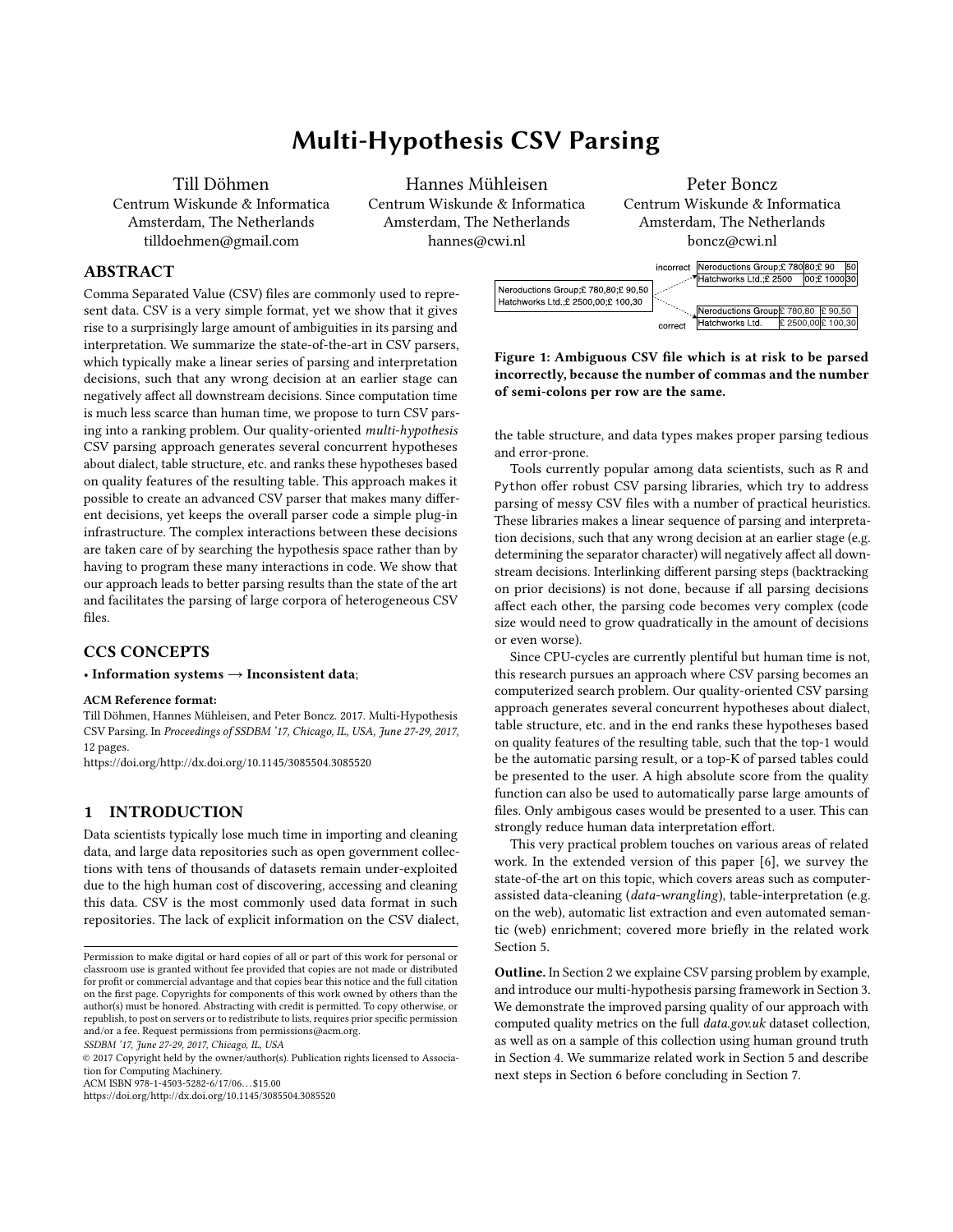# Multi-Hypothesis CSV Parsing

Till Döhmen
Centrum Wiskunde & Informatica
Amsterdam, The Netherlands
tilldoehmen@gmail.com

Hannes Mühleisen
Centrum Wiskunde & Informatica
Amsterdam, The Netherlands
hannes@cwi.nl

Peter Boncz
Centrum Wiskunde & Informatica
Amsterdam, The Netherlands
boncz@cwi.nl

## ABSTRACT

Comma Separated Value (CSV) files are commonly used to represent data. CSV is a very simple format, yet we show that it gives rise to a surprisingly large amount of ambiguities in its parsing and interpretation. We summarize the state-of-the-art in CSV parsers, which typically make a linear series of parsing and interpretation decisions, such that any wrong decision at an earlier stage can negatively affect all downstream decisions. Since computation time is much less scarce than human time, we propose to turn CSV parsing into a ranking problem. Our quality-oriented *multi-hypothesis* CSV parsing approach generates several concurrent hypotheses about dialect, table structure, etc. and ranks these hypotheses based on quality features of the resulting table. This approach makes it possible to create an advanced CSV parser that makes many different decisions, yet keeps the overall parser code a simple plug-in infrastructure. The complex interactions between these decisions are taken care of by searching the hypothesis space rather than by having to program these many interactions in code. We show that our approach leads to better parsing results than the state of the art and facilitates the parsing of large corpora of heterogeneous CSV files.

## CCS CONCEPTS

• **Information systems → Inconsistent data**;

**ACM Reference format:**
Till Döhmen, Hannes Mühleisen, and Peter Boncz. 2017. Multi-Hypothesis CSV Parsing. In *Proceedings of SSDBM '17, Chicago, IL, USA, June 27-29, 2017,* 12 pages.
https://doi.org/http://dx.doi.org/10.1145/3085504.3085520

## 1 INTRODUCTION

Data scientists typically lose much time in importing and cleaning data, and large data repositories such as open government collections with tens of thousands of datasets remain under-exploited due to the high human cost of discovering, accessing and cleaning this data. CSV is the most commonly used data format in such repositories. The lack of explicit information on the CSV dialect, the table structure, and data types makes proper parsing tedious and error-prone.

Permission to make digital or hard copies of all or part of this work for personal or classroom use is granted without fee provided that copies are not made or distributed for profit or commercial advantage and that copies bear this notice and the full citation on the first page. Copyrights for components of this work owned by others than the author(s) must be honored. Abstracting with credit is permitted. To copy otherwise, or republish, to post on servers or to redistribute to lists, requires prior specific permission and/or a fee. Request permissions from permissions@acm.org.
*SSDBM '17, June 27-29, 2017, Chicago, IL, USA*
© 2017 Copyright held by the owner/author(s). Publication rights licensed to Association for Computing Machinery.
ACM ISBN 978-1-4503-5282-6/17/06…$15.00
https://doi.org/http://dx.doi.org/10.1145/3085504.3085520

```
Neroductions Group;£ 780,80;£ 90,50
Hatchworks Ltd.;£ 2500,00;£ 100,30
```

incorrect:

| Neroductions Group;£ 780 | 80;£ 90 | 50 |
|---|---|---|
| Hatchworks Ltd.;£ 2500 | 00;£ 1000 | 30 |

correct:

| Neroductions Group | £ 780,80 | £ 90,50 |
|---|---|---|
| Hatchworks Ltd. | £ 2500,00 | £ 100,30 |

**Figure 1: Ambiguous CSV file which is at risk to be parsed incorrectly, because the number of commas and the number of semi-colons per row are the same.**

Tools currently popular among data scientists, such as R and Python offer robust CSV parsing libraries, which try to address parsing of messy CSV files with a number of practical heuristics. These libraries makes a linear sequence of parsing and interpretation decisions, such that any wrong decision at an earlier stage (e.g. determining the separator character) will negatively affect all downstream decisions. Interlinking different parsing steps (backtracking on prior decisions) is not done, because if all parsing decisions affect each other, the parsing code becomes very complex (code size would need to grow quadratically in the amount of decisions or even worse).

Since CPU-cycles are currently plentiful but human time is not, this research pursues an approach where CSV parsing becomes an computerized search problem. Our quality-oriented CSV parsing approach generates several concurrent hypotheses about dialect, table structure, etc. and in the end ranks these hypotheses based on quality features of the resulting table, such that the top-1 would be the automatic parsing result, or a top-K of parsed tables could be presented to the user. A high absolute score from the quality function can also be used to automatically parse large amounts of files. Only ambigous cases would be presented to a user. This can strongly reduce human data interpretation effort.

This very practical problem touches on various areas of related work. In the extended version of this paper [6], we survey the state-of-the art on this topic, which covers areas such as computer-assisted data-cleaning (*data-wrangling*), table-interpretation (e.g. on the web), automatic list extraction and even automated semantic (web) enrichment; covered more briefly in the related work Section 5.

**Outline.** In Section 2 we explain CSV parsing problem by example, and introduce our multi-hypothesis parsing framework in Section 3. We demonstrate the improved parsing quality of our approach with computed quality metrics on the full *data.gov.uk* dataset collection, as well as on a sample of this collection using human ground truth in Section 4. We summarize related work in Section 5 and describe next steps in Section 6 before concluding in Section 7.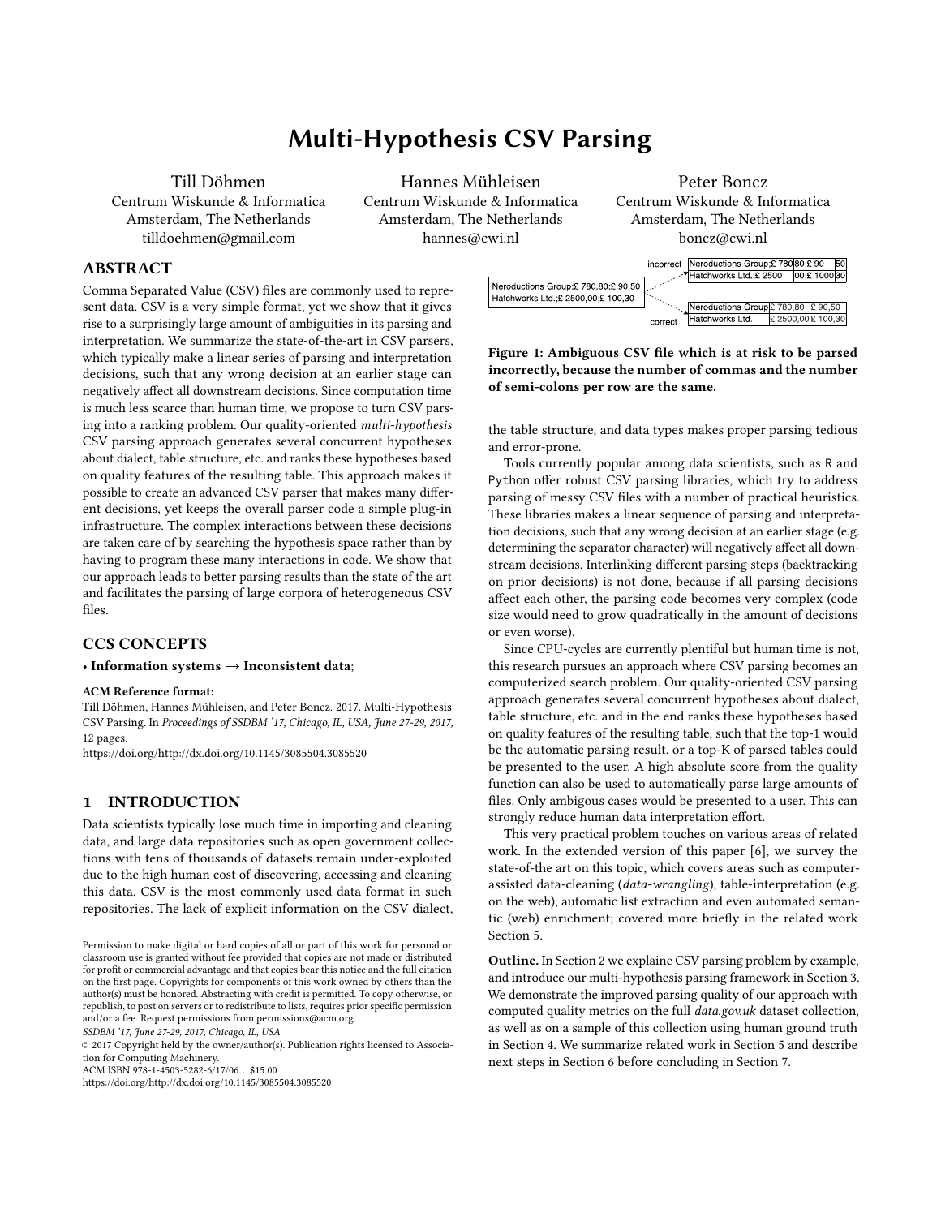# Multi-Hypothesis CSV Parsing

Till Döhmen
Centrum Wiskunde & Informatica
Amsterdam, The Netherlands
tilldoehmen@gmail.com

Hannes Mühleisen
Centrum Wiskunde & Informatica
Amsterdam, The Netherlands
hannes@cwi.nl

Peter Boncz
Centrum Wiskunde & Informatica
Amsterdam, The Netherlands
boncz@cwi.nl

## ABSTRACT

Comma Separated Value (CSV) files are commonly used to represent data. CSV is a very simple format, yet we show that it gives rise to a surprisingly large amount of ambiguities in its parsing and interpretation. We summarize the state-of-the-art in CSV parsers, which typically make a linear series of parsing and interpretation decisions, such that any wrong decision at an earlier stage can negatively affect all downstream decisions. Since computation time is much less scarce than human time, we propose to turn CSV parsing into a ranking problem. Our quality-oriented *multi-hypothesis* CSV parsing approach generates several concurrent hypotheses about dialect, table structure, etc. and ranks these hypotheses based on quality features of the resulting table. This approach makes it possible to create an advanced CSV parser that makes many different decisions, yet keeps the overall parser code a simple plug-in infrastructure. The complex interactions between these decisions are taken care of by searching the hypothesis space rather than by having to program these many interactions in code. We show that our approach leads to better parsing results than the state of the art and facilitates the parsing of large corpora of heterogeneous CSV files.

## CCS CONCEPTS

• **Information systems → Inconsistent data**;

**ACM Reference format:**
Till Döhmen, Hannes Mühleisen, and Peter Boncz. 2017. Multi-Hypothesis CSV Parsing. In *Proceedings of SSDBM '17, Chicago, IL, USA, June 27-29, 2017,* 12 pages.
https://doi.org/http://dx.doi.org/10.1145/3085504.3085520

## 1 INTRODUCTION

Data scientists typically lose much time in importing and cleaning data, and large data repositories such as open government collections with tens of thousands of datasets remain under-exploited due to the high human cost of discovering, accessing and cleaning this data. CSV is the most commonly used data format in such repositories. The lack of explicit information on the CSV dialect, the table structure, and data types makes proper parsing tedious and error-prone.

```
Neroductions Group;£ 780,80;£ 90,50
Hatchworks Ltd.;£ 2500,00;£ 100,30
```

incorrect:

| Neroductions Group;£ 780 | 80;£ 90 | 50 |
|---|---|---|
| Hatchworks Ltd.;£ 2500 | 00;£ 100 | 30 |

correct:

| Neroductions Group | £ 780,80 | £ 90,50 |
|---|---|---|
| Hatchworks Ltd. | £ 2500,00 | £ 100,30 |

**Figure 1: Ambiguous CSV file which is at risk to be parsed incorrectly, because the number of commas and the number of semi-colons per row are the same.**

Tools currently popular among data scientists, such as R and Python offer robust CSV parsing libraries, which try to address parsing of messy CSV files with a number of practical heuristics. These libraries makes a linear sequence of parsing and interpretation decisions, such that any wrong decision at an earlier stage (e.g. determining the separator character) will negatively affect all downstream decisions. Interlinking different parsing steps (backtracking on prior decisions) is not done, because if all parsing decisions affect each other, the parsing code becomes very complex (code size would need to grow quadratically in the amount of decisions or even worse).

Since CPU-cycles are currently plentiful but human time is not, this research pursues an approach where CSV parsing becomes an computerized search problem. Our quality-oriented CSV parsing approach generates several concurrent hypotheses about dialect, table structure, etc. and in the end ranks these hypotheses based on quality features of the resulting table, such that the top-1 would be the automatic parsing result, or a top-K of parsed tables could be presented to the user. A high absolute score from the quality function can also be used to automatically parse large amounts of files. Only ambigous cases would be presented to a user. This can strongly reduce human data interpretation effort.

This very practical problem touches on various areas of related work. In the extended version of this paper [6], we survey the state-of-the art on this topic, which covers areas such as computer-assisted data-cleaning (*data-wrangling*), table-interpretation (e.g. on the web), automatic list extraction and even automated semantic (web) enrichment; covered more briefly in the related work Section 5.

**Outline.** In Section 2 we explaine CSV parsing problem by example, and introduce our multi-hypothesis parsing framework in Section 3. We demonstrate the improved parsing quality of our approach with computed quality metrics on the full *data.gov.uk* dataset collection, as well as on a sample of this collection using human ground truth in Section 4. We summarize related work in Section 5 and describe next steps in Section 6 before concluding in Section 7.

---

Permission to make digital or hard copies of all or part of this work for personal or classroom use is granted without fee provided that copies are not made or distributed for profit or commercial advantage and that copies bear this notice and the full citation on the first page. Copyrights for components of this work owned by others than the author(s) must be honored. Abstracting with credit is permitted. To copy otherwise, or republish, to post on servers or to redistribute to lists, requires prior specific permission and/or a fee. Request permissions from permissions@acm.org.
*SSDBM '17, June 27-29, 2017, Chicago, IL, USA*
© 2017 Copyright held by the owner/author(s). Publication rights licensed to Association for Computing Machinery.
ACM ISBN 978-1-4503-5282-6/17/06…$15.00
https://doi.org/http://dx.doi.org/10.1145/3085504.3085520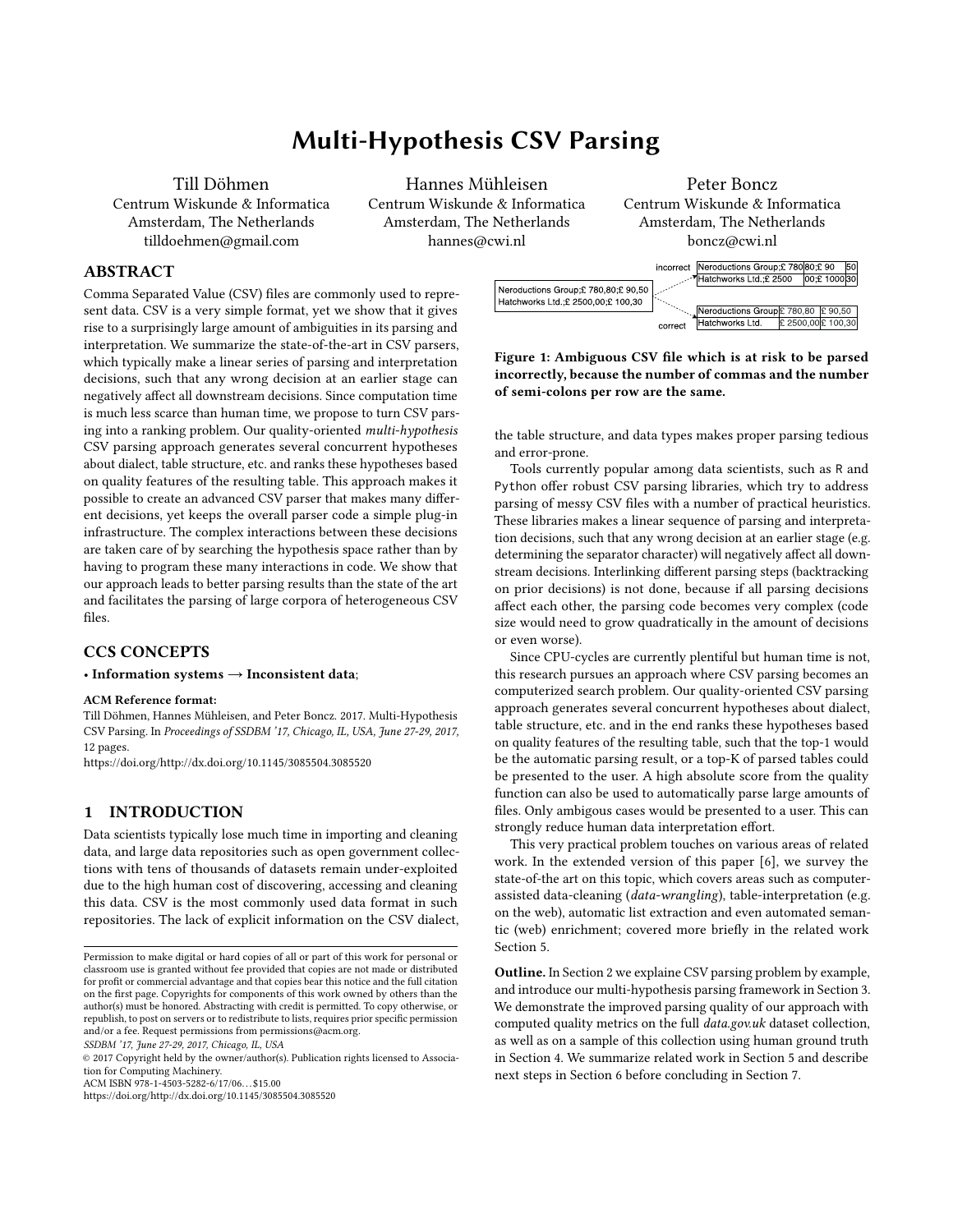# Multi-Hypothesis CSV Parsing

Till Döhmen
Centrum Wiskunde & Informatica
Amsterdam, The Netherlands
tilldoehmen@gmail.com

Hannes Mühleisen
Centrum Wiskunde & Informatica
Amsterdam, The Netherlands
hannes@cwi.nl

Peter Boncz
Centrum Wiskunde & Informatica
Amsterdam, The Netherlands
boncz@cwi.nl

## ABSTRACT

Comma Separated Value (CSV) files are commonly used to represent data. CSV is a very simple format, yet we show that it gives rise to a surprisingly large amount of ambiguities in its parsing and interpretation. We summarize the state-of-the-art in CSV parsers, which typically make a linear series of parsing and interpretation decisions, such that any wrong decision at an earlier stage can negatively affect all downstream decisions. Since computation time is much less scarce than human time, we propose to turn CSV parsing into a ranking problem. Our quality-oriented *multi-hypothesis* CSV parsing approach generates several concurrent hypotheses about dialect, table structure, etc. and ranks these hypotheses based on quality features of the resulting table. This approach makes it possible to create an advanced CSV parser that makes many different decisions, yet keeps the overall parser code a simple plug-in infrastructure. The complex interactions between these decisions are taken care of by searching the hypothesis space rather than by having to program these many interactions in code. We show that our approach leads to better parsing results than the state of the art and facilitates the parsing of large corpora of heterogeneous CSV files.

## CCS CONCEPTS

• **Information systems → Inconsistent data**;

**ACM Reference format:**
Till Döhmen, Hannes Mühleisen, and Peter Boncz. 2017. Multi-Hypothesis CSV Parsing. In *Proceedings of SSDBM '17, Chicago, IL, USA, June 27-29, 2017,* 12 pages.
https://doi.org/http://dx.doi.org/10.1145/3085504.3085520

## 1 INTRODUCTION

Data scientists typically lose much time in importing and cleaning data, and large data repositories such as open government collections with tens of thousands of datasets remain under-exploited due to the high human cost of discovering, accessing and cleaning this data. CSV is the most commonly used data format in such repositories. The lack of explicit information on the CSV dialect, the table structure, and data types makes proper parsing tedious and error-prone.

Tools currently popular among data scientists, such as R and Python offer robust CSV parsing libraries, which try to address parsing of messy CSV files with a number of practical heuristics. These libraries makes a linear sequence of parsing and interpretation decisions, such that any wrong decision at an earlier stage (e.g. determining the separator character) will negatively affect all downstream decisions. Interlinking different parsing steps (backtracking on prior decisions) is not done, because if all parsing decisions affect each other, the parsing code becomes very complex (code size would need to grow quadratically in the amount of decisions or even worse).

Since CPU-cycles are currently plentiful but human time is not, this research pursues an approach where CSV parsing becomes an computerized search problem. Our quality-oriented CSV parsing approach generates several concurrent hypotheses about dialect, table structure, etc. and in the end ranks these hypotheses based on quality features of the resulting table, such that the top-1 would be the automatic parsing result, or a top-K of parsed tables could be presented to the user. A high absolute score from the quality function can also be used to automatically parse large amounts of files. Only ambigous cases would be presented to a user. This can strongly reduce human data interpretation effort.

This very practical problem touches on various areas of related work. In the extended version of this paper [6], we survey the state-of-the art on this topic, which covers areas such as computer-assisted data-cleaning (*data-wrangling*), table-interpretation (e.g. on the web), automatic list extraction and even automated semantic (web) enrichment; covered more briefly in the related work Section 5.

**Outline.** In Section 2 we explaine CSV parsing problem by example, and introduce our multi-hypothesis parsing framework in Section 3. We demonstrate the improved parsing quality of our approach with computed quality metrics on the full *data.gov.uk* dataset collection, as well as on a sample of this collection using human ground truth in Section 4. We summarize related work in Section 5 and describe next steps in Section 6 before concluding in Section 7.

```
Neroductions Group;£ 780,80;£ 90,50
Hatchworks Ltd.;£ 2500,00;£ 100,30
```

incorrect:

| Neroductions Group;£ 780 | 80;£ 90 | 50 |
|---|---|---|
| Hatchworks Ltd.;£ 2500 | 00;£ 1000 | 30 |

correct:

| Neroductions Group | £ 780,80 | £ 90,50 |
|---|---|---|
| Hatchworks Ltd. | £ 2500,00 | £ 100,30 |

**Figure 1: Ambiguous CSV file which is at risk to be parsed incorrectly, because the number of commas and the number of semi-colons per row are the same.**

Permission to make digital or hard copies of all or part of this work for personal or classroom use is granted without fee provided that copies are not made or distributed for profit or commercial advantage and that copies bear this notice and the full citation on the first page. Copyrights for components of this work owned by others than the author(s) must be honored. Abstracting with credit is permitted. To copy otherwise, or republish, to post on servers or to redistribute to lists, requires prior specific permission and/or a fee. Request permissions from permissions@acm.org.
*SSDBM '17, June 27-29, 2017, Chicago, IL, USA*
© 2017 Copyright held by the owner/author(s). Publication rights licensed to Association for Computing Machinery.
ACM ISBN 978-1-4503-5282-6/17/06…$15.00
https://doi.org/http://dx.doi.org/10.1145/3085504.3085520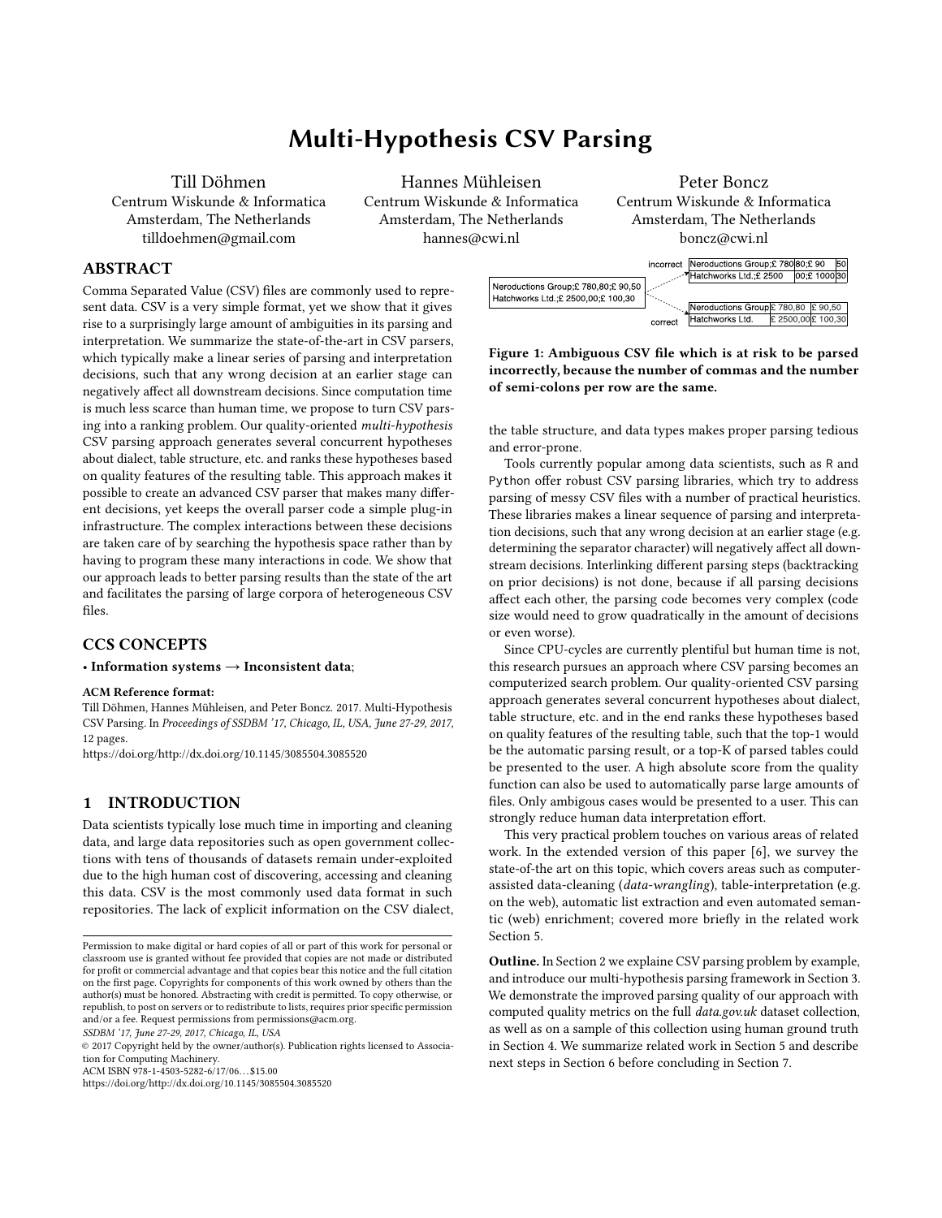# Multi-Hypothesis CSV Parsing

Till Döhmen
Centrum Wiskunde & Informatica
Amsterdam, The Netherlands
tilldoehmen@gmail.com

Hannes Mühleisen
Centrum Wiskunde & Informatica
Amsterdam, The Netherlands
hannes@cwi.nl

Peter Boncz
Centrum Wiskunde & Informatica
Amsterdam, The Netherlands
boncz@cwi.nl

## ABSTRACT

Comma Separated Value (CSV) files are commonly used to represent data. CSV is a very simple format, yet we show that it gives rise to a surprisingly large amount of ambiguities in its parsing and interpretation. We summarize the state-of-the-art in CSV parsers, which typically make a linear series of parsing and interpretation decisions, such that any wrong decision at an earlier stage can negatively affect all downstream decisions. Since computation time is much less scarce than human time, we propose to turn CSV parsing into a ranking problem. Our quality-oriented *multi-hypothesis* CSV parsing approach generates several concurrent hypotheses about dialect, table structure, etc. and ranks these hypotheses based on quality features of the resulting table. This approach makes it possible to create an advanced CSV parser that makes many different decisions, yet keeps the overall parser code a simple plug-in infrastructure. The complex interactions between these decisions are taken care of by searching the hypothesis space rather than by having to program these many interactions in code. We show that our approach leads to better parsing results than the state of the art and facilitates the parsing of large corpora of heterogeneous CSV files.

## CCS CONCEPTS

• **Information systems → Inconsistent data**;

**ACM Reference format:**
Till Döhmen, Hannes Mühleisen, and Peter Boncz. 2017. Multi-Hypothesis CSV Parsing. In *Proceedings of SSDBM '17, Chicago, IL, USA, June 27-29, 2017,* 12 pages.
https://doi.org/http://dx.doi.org/10.1145/3085504.3085520

## 1 INTRODUCTION

Data scientists typically lose much time in importing and cleaning data, and large data repositories such as open government collections with tens of thousands of datasets remain under-exploited due to the high human cost of discovering, accessing and cleaning this data. CSV is the most commonly used data format in such repositories. The lack of explicit information on the CSV dialect, the table structure, and data types makes proper parsing tedious and error-prone.

Tools currently popular among data scientists, such as R and Python offer robust CSV parsing libraries, which try to address parsing of messy CSV files with a number of practical heuristics. These libraries makes a linear sequence of parsing and interpretation decisions, such that any wrong decision at an earlier stage (e.g. determining the separator character) will negatively affect all downstream decisions. Interlinking different parsing steps (backtracking on prior decisions) is not done, because if all parsing decisions affect each other, the parsing code becomes very complex (code size would need to grow quadratically in the amount of decisions or even worse).

Since CPU-cycles are currently plentiful but human time is not, this research pursues an approach where CSV parsing becomes an computerized search problem. Our quality-oriented CSV parsing approach generates several concurrent hypotheses about dialect, table structure, etc. and in the end ranks these hypotheses based on quality features of the resulting table, such that the top-1 would be the automatic parsing result, or a top-K of parsed tables could be presented to the user. A high absolute score from the quality function can also be used to automatically parse large amounts of files. Only ambigous cases would be presented to a user. This can strongly reduce human data interpretation effort.

This very practical problem touches on various areas of related work. In the extended version of this paper [6], we survey the state-of-the art on this topic, which covers areas such as computer-assisted data-cleaning (*data-wrangling*), table-interpretation (e.g. on the web), automatic list extraction and even automated semantic (web) enrichment; covered more briefly in the related work Section 5.

**Outline.** In Section 2 we explaine CSV parsing problem by example, and introduce our multi-hypothesis parsing framework in Section 3. We demonstrate the improved parsing quality of our approach with computed quality metrics on the full *data.gov.uk* dataset collection, as well as on a sample of this collection using human ground truth in Section 4. We summarize related work in Section 5 and describe next steps in Section 6 before concluding in Section 7.

Input:

```
Neroductions Group;£ 780,80;£ 90,50
Hatchworks Ltd.;£ 2500,00;£ 100,30
```

incorrect:

| Neroductions Group;£ 780 | 80;£ 90 | 50 |
|---|---|---|
| Hatchworks Ltd.;£ 2500 | 00;£ 1000 | 30 |

correct:

| Neroductions Group | £ 780,80 | £ 90,50 |
|---|---|---|
| Hatchworks Ltd. | £ 2500,00 | £ 100,30 |

**Figure 1: Ambiguous CSV file which is at risk to be parsed incorrectly, because the number of commas and the number of semi-colons per row are the same.**

---

Permission to make digital or hard copies of all or part of this work for personal or classroom use is granted without fee provided that copies are not made or distributed for profit or commercial advantage and that copies bear this notice and the full citation on the first page. Copyrights for components of this work owned by others than the author(s) must be honored. Abstracting with credit is permitted. To copy otherwise, or republish, to post on servers or to redistribute to lists, requires prior specific permission and/or a fee. Request permissions from permissions@acm.org.
*SSDBM '17, June 27-29, 2017, Chicago, IL, USA*
© 2017 Copyright held by the owner/author(s). Publication rights licensed to Association for Computing Machinery.
ACM ISBN 978-1-4503-5282-6/17/06…$15.00
https://doi.org/http://dx.doi.org/10.1145/3085504.3085520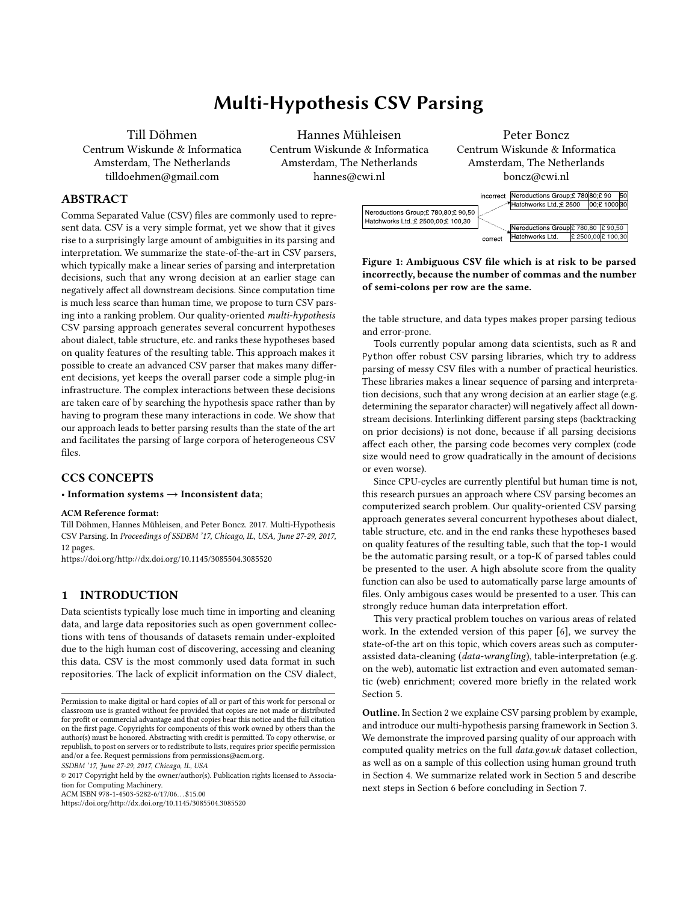# Multi-Hypothesis CSV Parsing

Till Döhmen
Centrum Wiskunde & Informatica
Amsterdam, The Netherlands
tilldoehmen@gmail.com

Hannes Mühleisen
Centrum Wiskunde & Informatica
Amsterdam, The Netherlands
hannes@cwi.nl

Peter Boncz
Centrum Wiskunde & Informatica
Amsterdam, The Netherlands
boncz@cwi.nl

## ABSTRACT

Comma Separated Value (CSV) files are commonly used to represent data. CSV is a very simple format, yet we show that it gives rise to a surprisingly large amount of ambiguities in its parsing and interpretation. We summarize the state-of-the-art in CSV parsers, which typically make a linear series of parsing and interpretation decisions, such that any wrong decision at an earlier stage can negatively affect all downstream decisions. Since computation time is much less scarce than human time, we propose to turn CSV parsing into a ranking problem. Our quality-oriented *multi-hypothesis* CSV parsing approach generates several concurrent hypotheses about dialect, table structure, etc. and ranks these hypotheses based on quality features of the resulting table. This approach makes it possible to create an advanced CSV parser that makes many different decisions, yet keeps the overall parser code a simple plug-in infrastructure. The complex interactions between these decisions are taken care of by searching the hypothesis space rather than by having to program these many interactions in code. We show that our approach leads to better parsing results than the state of the art and facilitates the parsing of large corpora of heterogeneous CSV files.

## CCS CONCEPTS

• **Information systems → Inconsistent data**;

**ACM Reference format:**
Till Döhmen, Hannes Mühleisen, and Peter Boncz. 2017. Multi-Hypothesis CSV Parsing. In *Proceedings of SSDBM '17, Chicago, IL, USA, June 27-29, 2017,* 12 pages.
https://doi.org/http://dx.doi.org/10.1145/3085504.3085520

## 1 INTRODUCTION

Data scientists typically lose much time in importing and cleaning data, and large data repositories such as open government collections with tens of thousands of datasets remain under-exploited due to the high human cost of discovering, accessing and cleaning this data. CSV is the most commonly used data format in such repositories. The lack of explicit information on the CSV dialect, the table structure, and data types makes proper parsing tedious and error-prone.

Tools currently popular among data scientists, such as R and Python offer robust CSV parsing libraries, which try to address parsing of messy CSV files with a number of practical heuristics. These libraries makes a linear sequence of parsing and interpretation decisions, such that any wrong decision at an earlier stage (e.g. determining the separator character) will negatively affect all downstream decisions. Interlinking different parsing steps (backtracking on prior decisions) is not done, because if all parsing decisions affect each other, the parsing code becomes very complex (code size would need to grow quadratically in the amount of decisions or even worse).

Since CPU-cycles are currently plentiful but human time is not, this research pursues an approach where CSV parsing becomes an computerized search problem. Our quality-oriented CSV parsing approach generates several concurrent hypotheses about dialect, table structure, etc. and in the end ranks these hypotheses based on quality features of the resulting table, such that the top-1 would be the automatic parsing result, or a top-K of parsed tables could be presented to the user. A high absolute score from the quality function can also be used to automatically parse large amounts of files. Only ambigous cases would be presented to a user. This can strongly reduce human data interpretation effort.

This very practical problem touches on various areas of related work. In the extended version of this paper [6], we survey the state-of-the art on this topic, which covers areas such as computer-assisted data-cleaning (*data-wrangling*), table-interpretation (e.g. on the web), automatic list extraction and even automated semantic (web) enrichment; covered more briefly in the related work Section 5.

**Outline.** In Section 2 we explaine CSV parsing problem by example, and introduce our multi-hypothesis parsing framework in Section 3. We demonstrate the improved parsing quality of our approach with computed quality metrics on the full *data.gov.uk* dataset collection, as well as on a sample of this collection using human ground truth in Section 4. We summarize related work in Section 5 and describe next steps in Section 6 before concluding in Section 7.

```
Neroductions Group;£ 780,80;£ 90,50
Hatchworks Ltd.;£ 2500,00;£ 100,30
```

incorrect:

| Neroductions Group;£ 780 | 80;£ 90 | 50 |
|---|---|---|
| Hatchworks Ltd.;£ 2500 | 00;£ 1000 | 30 |

correct:

| Neroductions Group | £ 780,80 | £ 90,50 |
|---|---|---|
| Hatchworks Ltd. | £ 2500,00 | £ 100,30 |

**Figure 1: Ambiguous CSV file which is at risk to be parsed incorrectly, because the number of commas and the number of semi-colons per row are the same.**

---

Permission to make digital or hard copies of all or part of this work for personal or classroom use is granted without fee provided that copies are not made or distributed for profit or commercial advantage and that copies bear this notice and the full citation on the first page. Copyrights for components of this work owned by others than the author(s) must be honored. Abstracting with credit is permitted. To copy otherwise, or republish, to post on servers or to redistribute to lists, requires prior specific permission and/or a fee. Request permissions from permissions@acm.org.
*SSDBM '17, June 27-29, 2017, Chicago, IL, USA*
© 2017 Copyright held by the owner/author(s). Publication rights licensed to Association for Computing Machinery.
ACM ISBN 978-1-4503-5282-6/17/06…$15.00
https://doi.org/http://dx.doi.org/10.1145/3085504.3085520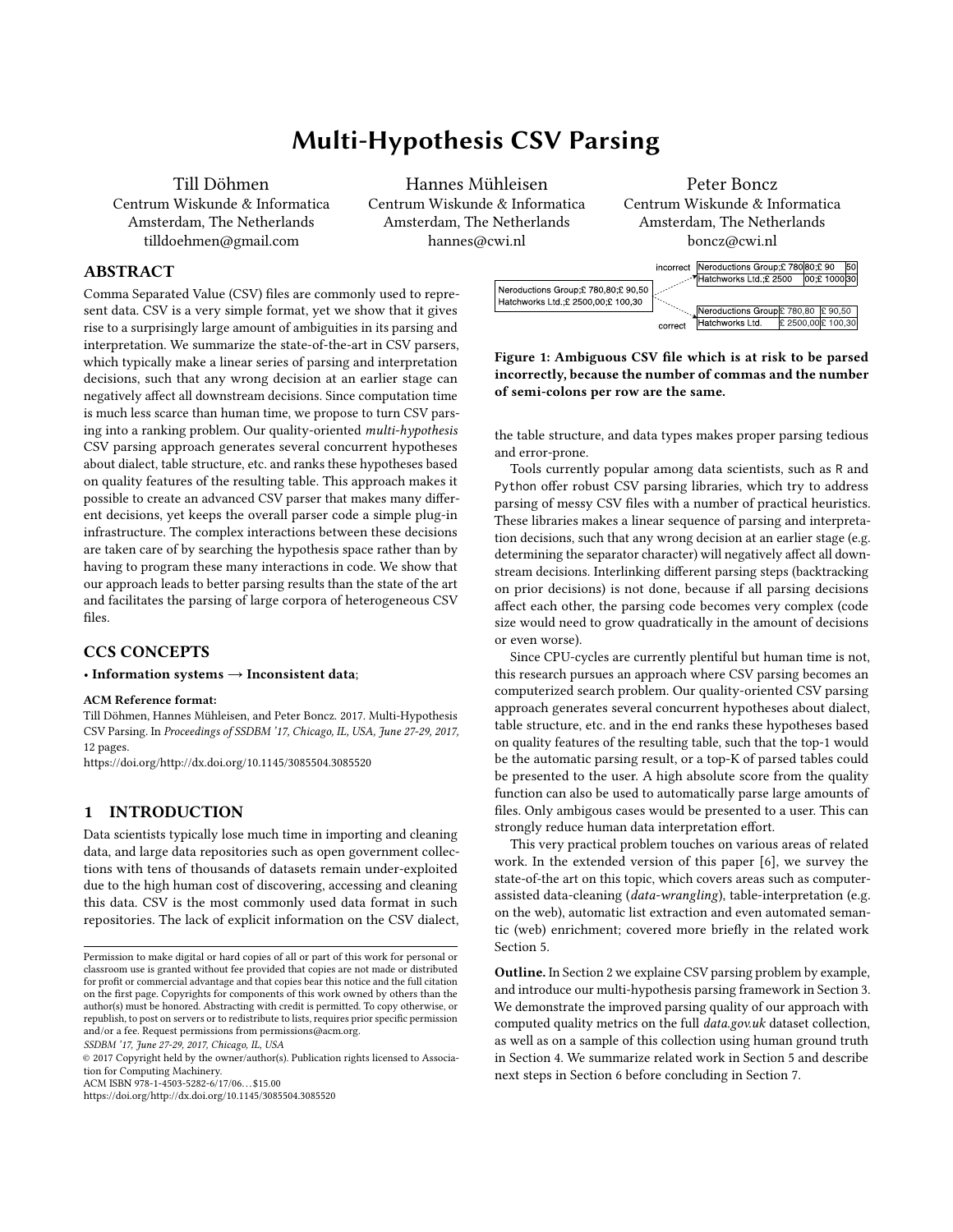# Multi-Hypothesis CSV Parsing

Till Döhmen
Centrum Wiskunde & Informatica
Amsterdam, The Netherlands
tilldoehmen@gmail.com

Hannes Mühleisen
Centrum Wiskunde & Informatica
Amsterdam, The Netherlands
hannes@cwi.nl

Peter Boncz
Centrum Wiskunde & Informatica
Amsterdam, The Netherlands
boncz@cwi.nl

## ABSTRACT

Comma Separated Value (CSV) files are commonly used to represent data. CSV is a very simple format, yet we show that it gives rise to a surprisingly large amount of ambiguities in its parsing and interpretation. We summarize the state-of-the-art in CSV parsers, which typically make a linear series of parsing and interpretation decisions, such that any wrong decision at an earlier stage can negatively affect all downstream decisions. Since computation time is much less scarce than human time, we propose to turn CSV parsing into a ranking problem. Our quality-oriented *multi-hypothesis* CSV parsing approach generates several concurrent hypotheses about dialect, table structure, etc. and ranks these hypotheses based on quality features of the resulting table. This approach makes it possible to create an advanced CSV parser that makes many different decisions, yet keeps the overall parser code a simple plug-in infrastructure. The complex interactions between these decisions are taken care of by searching the hypothesis space rather than by having to program these many interactions in code. We show that our approach leads to better parsing results than the state of the art and facilitates the parsing of large corpora of heterogeneous CSV files.

## CCS CONCEPTS

• **Information systems → Inconsistent data**;

**ACM Reference format:**
Till Döhmen, Hannes Mühleisen, and Peter Boncz. 2017. Multi-Hypothesis CSV Parsing. In *Proceedings of SSDBM '17, Chicago, IL, USA, June 27-29, 2017,* 12 pages.
https://doi.org/http://dx.doi.org/10.1145/3085504.3085520

## 1 INTRODUCTION

Data scientists typically lose much time in importing and cleaning data, and large data repositories such as open government collections with tens of thousands of datasets remain under-exploited due to the high human cost of discovering, accessing and cleaning this data. CSV is the most commonly used data format in such repositories. The lack of explicit information on the CSV dialect, the table structure, and data types makes proper parsing tedious and error-prone.

Tools currently popular among data scientists, such as R and Python offer robust CSV parsing libraries, which try to address parsing of messy CSV files with a number of practical heuristics. These libraries makes a linear sequence of parsing and interpretation decisions, such that any wrong decision at an earlier stage (e.g. determining the separator character) will negatively affect all downstream decisions. Interlinking different parsing steps (backtracking on prior decisions) is not done, because if all parsing decisions affect each other, the parsing code becomes very complex (code size would need to grow quadratically in the amount of decisions or even worse).

Since CPU-cycles are currently plentiful but human time is not, this research pursues an approach where CSV parsing becomes an computerized search problem. Our quality-oriented CSV parsing approach generates several concurrent hypotheses about dialect, table structure, etc. and in the end ranks these hypotheses based on quality features of the resulting table, such that the top-1 would be the automatic parsing result, or a top-K of parsed tables could be presented to the user. A high absolute score from the quality function can also be used to automatically parse large amounts of files. Only ambigous cases would be presented to a user. This can strongly reduce human data interpretation effort.

This very practical problem touches on various areas of related work. In the extended version of this paper [6], we survey the state-of-the art on this topic, which covers areas such as computer-assisted data-cleaning (*data-wrangling*), table-interpretation (e.g. on the web), automatic list extraction and even automated semantic (web) enrichment; covered more briefly in the related work Section 5.

**Outline.** In Section 2 we explaine CSV parsing problem by example, and introduce our multi-hypothesis parsing framework in Section 3. We demonstrate the improved parsing quality of our approach with computed quality metrics on the full *data.gov.uk* dataset collection, as well as on a sample of this collection using human ground truth in Section 4. We summarize related work in Section 5 and describe next steps in Section 6 before concluding in Section 7.

```
Neroductions Group;£ 780,80;£ 90,50
Hatchworks Ltd.;£ 2500,00;£ 100,30
```

incorrect:

| Neroductions Group;£ 780 | 80;£ 90 | 50 |
|---|---|---|
| Hatchworks Ltd.;£ 2500 | 00;£ 1000 | 30 |

correct:

| Neroductions Group | £ 780,80 | £ 90,50 |
|---|---|---|
| Hatchworks Ltd. | £ 2500,00 | £ 100,30 |

**Figure 1: Ambiguous CSV file which is at risk to be parsed incorrectly, because the number of commas and the number of semi-colons per row are the same.**

Permission to make digital or hard copies of all or part of this work for personal or classroom use is granted without fee provided that copies are not made or distributed for profit or commercial advantage and that copies bear this notice and the full citation on the first page. Copyrights for components of this work owned by others than the author(s) must be honored. Abstracting with credit is permitted. To copy otherwise, or republish, to post on servers or to redistribute to lists, requires prior specific permission and/or a fee. Request permissions from permissions@acm.org.
*SSDBM '17, June 27-29, 2017, Chicago, IL, USA*
© 2017 Copyright held by the owner/author(s). Publication rights licensed to Association for Computing Machinery.
ACM ISBN 978-1-4503-5282-6/17/06...$15.00
https://doi.org/http://dx.doi.org/10.1145/3085504.3085520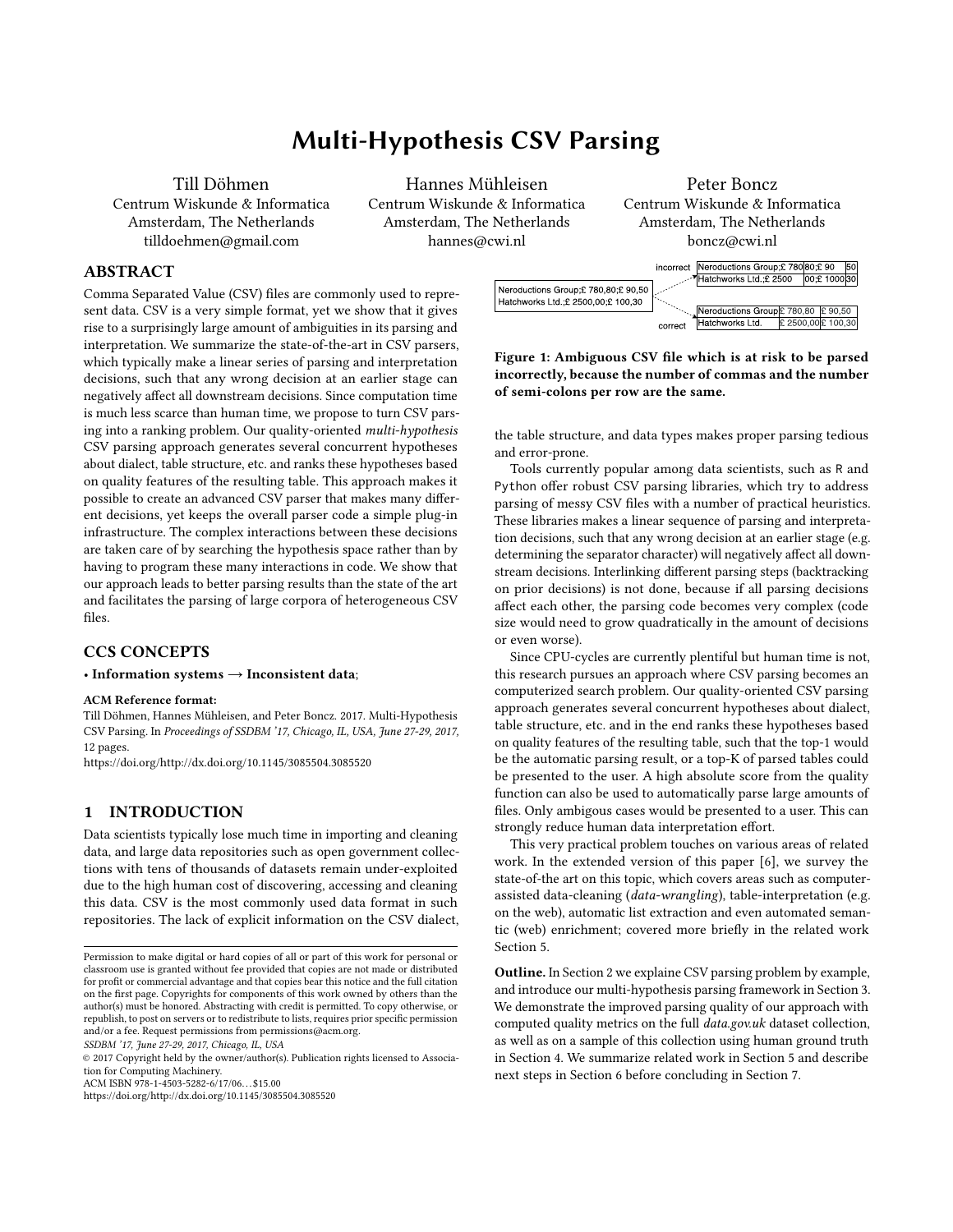# Multi-Hypothesis CSV Parsing

Till Döhmen
Centrum Wiskunde & Informatica
Amsterdam, The Netherlands
tilldoehmen@gmail.com

Hannes Mühleisen
Centrum Wiskunde & Informatica
Amsterdam, The Netherlands
hannes@cwi.nl

Peter Boncz
Centrum Wiskunde & Informatica
Amsterdam, The Netherlands
boncz@cwi.nl

## ABSTRACT

Comma Separated Value (CSV) files are commonly used to represent data. CSV is a very simple format, yet we show that it gives rise to a surprisingly large amount of ambiguities in its parsing and interpretation. We summarize the state-of-the-art in CSV parsers, which typically make a linear series of parsing and interpretation decisions, such that any wrong decision at an earlier stage can negatively affect all downstream decisions. Since computation time is much less scarce than human time, we propose to turn CSV parsing into a ranking problem. Our quality-oriented *multi-hypothesis* CSV parsing approach generates several concurrent hypotheses about dialect, table structure, etc. and ranks these hypotheses based on quality features of the resulting table. This approach makes it possible to create an advanced CSV parser that makes many different decisions, yet keeps the overall parser code a simple plug-in infrastructure. The complex interactions between these decisions are taken care of by searching the hypothesis space rather than by having to program these many interactions in code. We show that our approach leads to better parsing results than the state of the art and facilitates the parsing of large corpora of heterogeneous CSV files.

## CCS CONCEPTS

• **Information systems → Inconsistent data**;

**ACM Reference format:**
Till Döhmen, Hannes Mühleisen, and Peter Boncz. 2017. Multi-Hypothesis CSV Parsing. In *Proceedings of SSDBM '17, Chicago, IL, USA, June 27-29, 2017,* 12 pages.
https://doi.org/http://dx.doi.org/10.1145/3085504.3085520

## 1 INTRODUCTION

Data scientists typically lose much time in importing and cleaning data, and large data repositories such as open government collections with tens of thousands of datasets remain under-exploited due to the high human cost of discovering, accessing and cleaning this data. CSV is the most commonly used data format in such repositories. The lack of explicit information on the CSV dialect, the table structure, and data types makes proper parsing tedious and error-prone.

Tools currently popular among data scientists, such as R and Python offer robust CSV parsing libraries, which try to address parsing of messy CSV files with a number of practical heuristics. These libraries makes a linear sequence of parsing and interpretation decisions, such that any wrong decision at an earlier stage (e.g. determining the separator character) will negatively affect all downstream decisions. Interlinking different parsing steps (backtracking on prior decisions) is not done, because if all parsing decisions affect each other, the parsing code becomes very complex (code size would need to grow quadratically in the amount of decisions or even worse).

Since CPU-cycles are currently plentiful but human time is not, this research pursues an approach where CSV parsing becomes an computerized search problem. Our quality-oriented CSV parsing approach generates several concurrent hypotheses about dialect, table structure, etc. and in the end ranks these hypotheses based on quality features of the resulting table, such that the top-1 would be the automatic parsing result, or a top-K of parsed tables could be presented to the user. A high absolute score from the quality function can also be used to automatically parse large amounts of files. Only ambigous cases would be presented to a user. This can strongly reduce human data interpretation effort.

This very practical problem touches on various areas of related work. In the extended version of this paper [6], we survey the state-of-the art on this topic, which covers areas such as computer-assisted data-cleaning (*data-wrangling*), table-interpretation (e.g. on the web), automatic list extraction and even automated semantic (web) enrichment; covered more briefly in the related work Section 5.

**Outline.** In Section 2 we explaine CSV parsing problem by example, and introduce our multi-hypothesis parsing framework in Section 3. We demonstrate the improved parsing quality of our approach with computed quality metrics on the full *data.gov.uk* dataset collection, as well as on a sample of this collection using human ground truth in Section 4. We summarize related work in Section 5 and describe next steps in Section 6 before concluding in Section 7.

```
Neroductions Group;£ 780,80;£ 90,50
Hatchworks Ltd.;£ 2500,00;£ 100,30
```

incorrect:

| Neroductions Group;£ 780 | 80;£ 90 | 50 |
|---|---|---|
| Hatchworks Ltd.;£ 2500 | 00;£ 1000 | 30 |

correct:

| Neroductions Group | £ 780,80 | £ 90,50 |
|---|---|---|
| Hatchworks Ltd. | £ 2500,00 | £ 100,30 |

**Figure 1: Ambiguous CSV file which is at risk to be parsed incorrectly, because the number of commas and the number of semi-colons per row are the same.**

Permission to make digital or hard copies of all or part of this work for personal or classroom use is granted without fee provided that copies are not made or distributed for profit or commercial advantage and that copies bear this notice and the full citation on the first page. Copyrights for components of this work owned by others than the author(s) must be honored. Abstracting with credit is permitted. To copy otherwise, or republish, to post on servers or to redistribute to lists, requires prior specific permission and/or a fee. Request permissions from permissions@acm.org.
*SSDBM '17, June 27-29, 2017, Chicago, IL, USA*
© 2017 Copyright held by the owner/author(s). Publication rights licensed to Association for Computing Machinery.
ACM ISBN 978-1-4503-5282-6/17/06…$15.00
https://doi.org/http://dx.doi.org/10.1145/3085504.3085520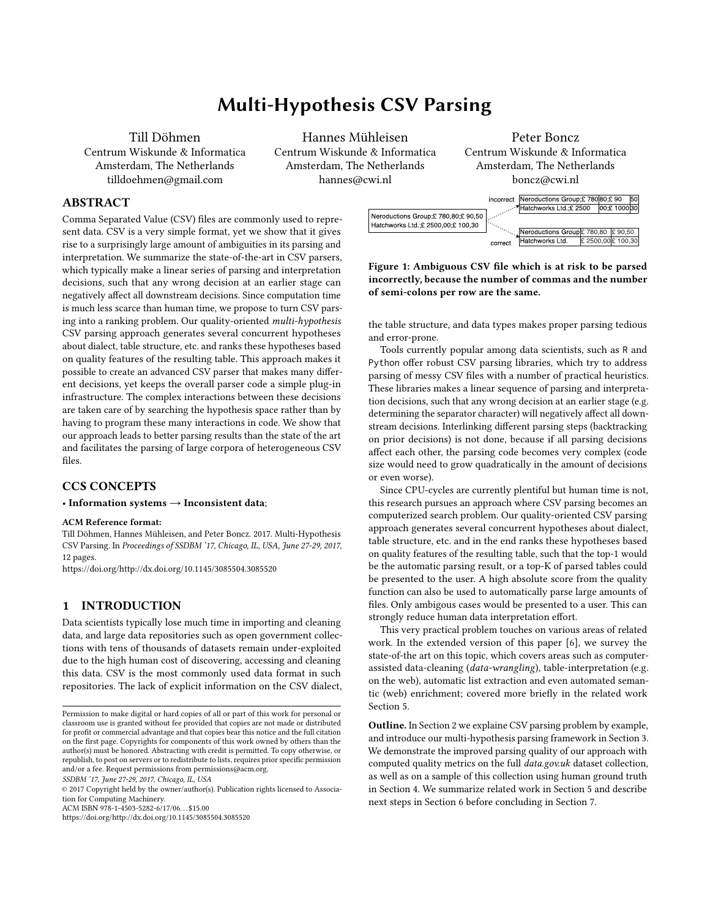# Multi-Hypothesis CSV Parsing

Till Döhmen
Centrum Wiskunde & Informatica
Amsterdam, The Netherlands
tilldoehmen@gmail.com

Hannes Mühleisen
Centrum Wiskunde & Informatica
Amsterdam, The Netherlands
hannes@cwi.nl

Peter Boncz
Centrum Wiskunde & Informatica
Amsterdam, The Netherlands
boncz@cwi.nl

## ABSTRACT

Comma Separated Value (CSV) files are commonly used to represent data. CSV is a very simple format, yet we show that it gives rise to a surprisingly large amount of ambiguities in its parsing and interpretation. We summarize the state-of-the-art in CSV parsers, which typically make a linear series of parsing and interpretation decisions, such that any wrong decision at an earlier stage can negatively affect all downstream decisions. Since computation time is much less scarce than human time, we propose to turn CSV parsing into a ranking problem. Our quality-oriented *multi-hypothesis* CSV parsing approach generates several concurrent hypotheses about dialect, table structure, etc. and ranks these hypotheses based on quality features of the resulting table. This approach makes it possible to create an advanced CSV parser that makes many different decisions, yet keeps the overall parser code a simple plug-in infrastructure. The complex interactions between these decisions are taken care of by searching the hypothesis space rather than by having to program these many interactions in code. We show that our approach leads to better parsing results than the state of the art and facilitates the parsing of large corpora of heterogeneous CSV files.

## CCS CONCEPTS

• **Information systems → Inconsistent data**;

**ACM Reference format:**
Till Döhmen, Hannes Mühleisen, and Peter Boncz. 2017. Multi-Hypothesis CSV Parsing. In *Proceedings of SSDBM '17, Chicago, IL, USA, June 27-29, 2017,* 12 pages.
https://doi.org/http://dx.doi.org/10.1145/3085504.3085520

## 1 INTRODUCTION

Data scientists typically lose much time in importing and cleaning data, and large data repositories such as open government collections with tens of thousands of datasets remain under-exploited due to the high human cost of discovering, accessing and cleaning this data. CSV is the most commonly used data format in such repositories. The lack of explicit information on the CSV dialect, the table structure, and data types makes proper parsing tedious and error-prone.

Tools currently popular among data scientists, such as R and Python offer robust CSV parsing libraries, which try to address parsing of messy CSV files with a number of practical heuristics. These libraries makes a linear sequence of parsing and interpretation decisions, such that any wrong decision at an earlier stage (e.g. determining the separator character) will negatively affect all downstream decisions. Interlinking different parsing steps (backtracking on prior decisions) is not done, because if all parsing decisions affect each other, the parsing code becomes very complex (code size would need to grow quadratically in the amount of decisions or even worse).

Since CPU-cycles are currently plentiful but human time is not, this research pursues an approach where CSV parsing becomes an computerized search problem. Our quality-oriented CSV parsing approach generates several concurrent hypotheses about dialect, table structure, etc. and in the end ranks these hypotheses based on quality features of the resulting table, such that the top-1 would be the automatic parsing result, or a top-K of parsed tables could be presented to the user. A high absolute score from the quality function can also be used to automatically parse large amounts of files. Only ambigous cases would be presented to a user. This can strongly reduce human data interpretation effort.

This very practical problem touches on various areas of related work. In the extended version of this paper [6], we survey the state-of-the art on this topic, which covers areas such as computer-assisted data-cleaning (*data-wrangling*), table-interpretation (e.g. on the web), automatic list extraction and even automated semantic (web) enrichment; covered more briefly in the related work Section 5.

**Outline.** In Section 2 we explaine CSV parsing problem by example, and introduce our multi-hypothesis parsing framework in Section 3. We demonstrate the improved parsing quality of our approach with computed quality metrics on the full *data.gov.uk* dataset collection, as well as on a sample of this collection using human ground truth in Section 4. We summarize related work in Section 5 and describe next steps in Section 6 before concluding in Section 7.

```
Neroductions Group;£ 780,80;£ 90,50
Hatchworks Ltd.;£ 2500,00;£ 100,30
```

incorrect:

| Neroductions Group;£ 780 | 80;£ 90 | 50 |
|---|---|---|
| Hatchworks Ltd.;£ 2500 | 00;£ 1000 | 30 |

correct:

| Neroductions Group | £ 780,80 | £ 90,50 |
|---|---|---|
| Hatchworks Ltd. | £ 2500,00 | £ 100,30 |

**Figure 1: Ambiguous CSV file which is at risk to be parsed incorrectly, because the number of commas and the number of semi-colons per row are the same.**

---

Permission to make digital or hard copies of all or part of this work for personal or classroom use is granted without fee provided that copies are not made or distributed for profit or commercial advantage and that copies bear this notice and the full citation on the first page. Copyrights for components of this work owned by others than the author(s) must be honored. Abstracting with credit is permitted. To copy otherwise, or republish, to post on servers or to redistribute to lists, requires prior specific permission and/or a fee. Request permissions from permissions@acm.org.
*SSDBM '17, June 27-29, 2017, Chicago, IL, USA*
© 2017 Copyright held by the owner/author(s). Publication rights licensed to Association for Computing Machinery.
ACM ISBN 978-1-4503-5282-6/17/06...$15.00
https://doi.org/http://dx.doi.org/10.1145/3085504.3085520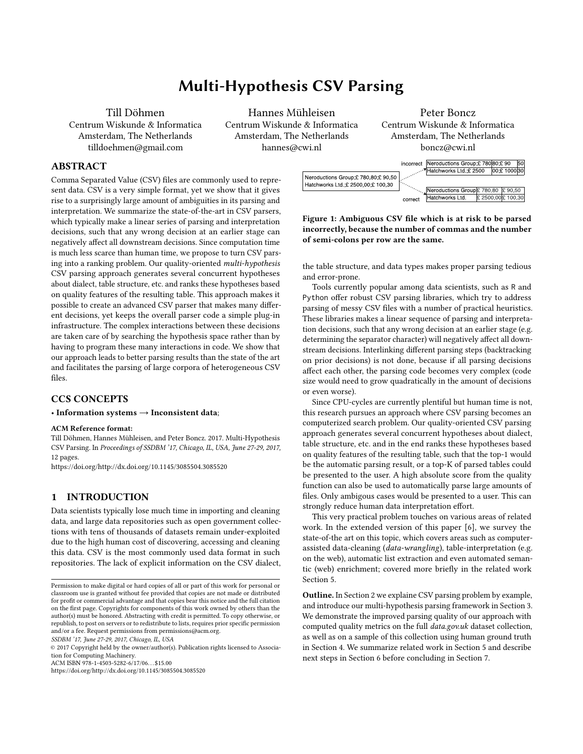# Multi-Hypothesis CSV Parsing

Till Döhmen
Centrum Wiskunde & Informatica
Amsterdam, The Netherlands
tilldoehmen@gmail.com

Hannes Mühleisen
Centrum Wiskunde & Informatica
Amsterdam, The Netherlands
hannes@cwi.nl

Peter Boncz
Centrum Wiskunde & Informatica
Amsterdam, The Netherlands
boncz@cwi.nl

## ABSTRACT

Comma Separated Value (CSV) files are commonly used to represent data. CSV is a very simple format, yet we show that it gives rise to a surprisingly large amount of ambiguities in its parsing and interpretation. We summarize the state-of-the-art in CSV parsers, which typically make a linear series of parsing and interpretation decisions, such that any wrong decision at an earlier stage can negatively affect all downstream decisions. Since computation time is much less scarce than human time, we propose to turn CSV parsing into a ranking problem. Our quality-oriented *multi-hypothesis* CSV parsing approach generates several concurrent hypotheses about dialect, table structure, etc. and ranks these hypotheses based on quality features of the resulting table. This approach makes it possible to create an advanced CSV parser that makes many different decisions, yet keeps the overall parser code a simple plug-in infrastructure. The complex interactions between these decisions are taken care of by searching the hypothesis space rather than by having to program these many interactions in code. We show that our approach leads to better parsing results than the state of the art and facilitates the parsing of large corpora of heterogeneous CSV files.

## CCS CONCEPTS

• **Information systems** → **Inconsistent data**;

**ACM Reference format:**

Till Döhmen, Hannes Mühleisen, and Peter Boncz. 2017. Multi-Hypothesis CSV Parsing. In *Proceedings of SSDBM '17, Chicago, IL, USA, June 27-29, 2017,* 12 pages.
https://doi.org/http://dx.doi.org/10.1145/3085504.3085520

## 1 INTRODUCTION

Data scientists typically lose much time in importing and cleaning data, and large data repositories such as open government collections with tens of thousands of datasets remain under-exploited due to the high human cost of discovering, accessing and cleaning this data. CSV is the most commonly used data format in such repositories. The lack of explicit information on the CSV dialect, the table structure, and data types makes proper parsing tedious and error-prone.

**Figure 1: Ambiguous CSV file which is at risk to be parsed incorrectly, because the number of commas and the number of semi-colons per row are the same.**

Tools currently popular among data scientists, such as R and Python offer robust CSV parsing libraries, which try to address parsing of messy CSV files with a number of practical heuristics. These libraries makes a linear sequence of parsing and interpretation decisions, such that any wrong decision at an earlier stage (e.g. determining the separator character) will negatively affect all downstream decisions. Interlinking different parsing steps (backtracking on prior decisions) is not done, because if all parsing decisions affect each other, the parsing code becomes very complex (code size would need to grow quadratically in the amount of decisions or even worse).

Since CPU-cycles are currently plentiful but human time is not, this research pursues an approach where CSV parsing becomes an computerized search problem. Our quality-oriented CSV parsing approach generates several concurrent hypotheses about dialect, table structure, etc. and in the end ranks these hypotheses based on quality features of the resulting table, such that the top-1 would be the automatic parsing result, or a top-K of parsed tables could be presented to the user. A high absolute score from the quality function can also be used to automatically parse large amounts of files. Only ambigous cases would be presented to a user. This can strongly reduce human data interpretation effort.

This very practical problem touches on various areas of related work. In the extended version of this paper [6], we survey the state-of-the art on this topic, which covers areas such as computer-assisted data-cleaning (*data-wrangling*), table-interpretation (e.g. on the web), automatic list extraction and even automated semantic (web) enrichment; covered more briefly in the related work Section 5.

**Outline.** In Section 2 we explaine CSV parsing problem by example, and introduce our multi-hypothesis parsing framework in Section 3. We demonstrate the improved parsing quality of our approach with computed quality metrics on the full *data.gov.uk* dataset collection, as well as on a sample of this collection using human ground truth in Section 4. We summarize related work in Section 5 and describe next steps in Section 6 before concluding in Section 7.

---

Permission to make digital or hard copies of all or part of this work for personal or classroom use is granted without fee provided that copies are not made or distributed for profit or commercial advantage and that copies bear this notice and the full citation on the first page. Copyrights for components of this work owned by others than the author(s) must be honored. Abstracting with credit is permitted. To copy otherwise, or republish, to post on servers or to redistribute to lists, requires prior specific permission and/or a fee. Request permissions from permissions@acm.org.

*SSDBM '17, June 27-29, 2017, Chicago, IL, USA*

© 2017 Copyright held by the owner/author(s). Publication rights licensed to Association for Computing Machinery.
ACM ISBN 978-1-4503-5282-6/17/06…$15.00
https://doi.org/http://dx.doi.org/10.1145/3085504.3085520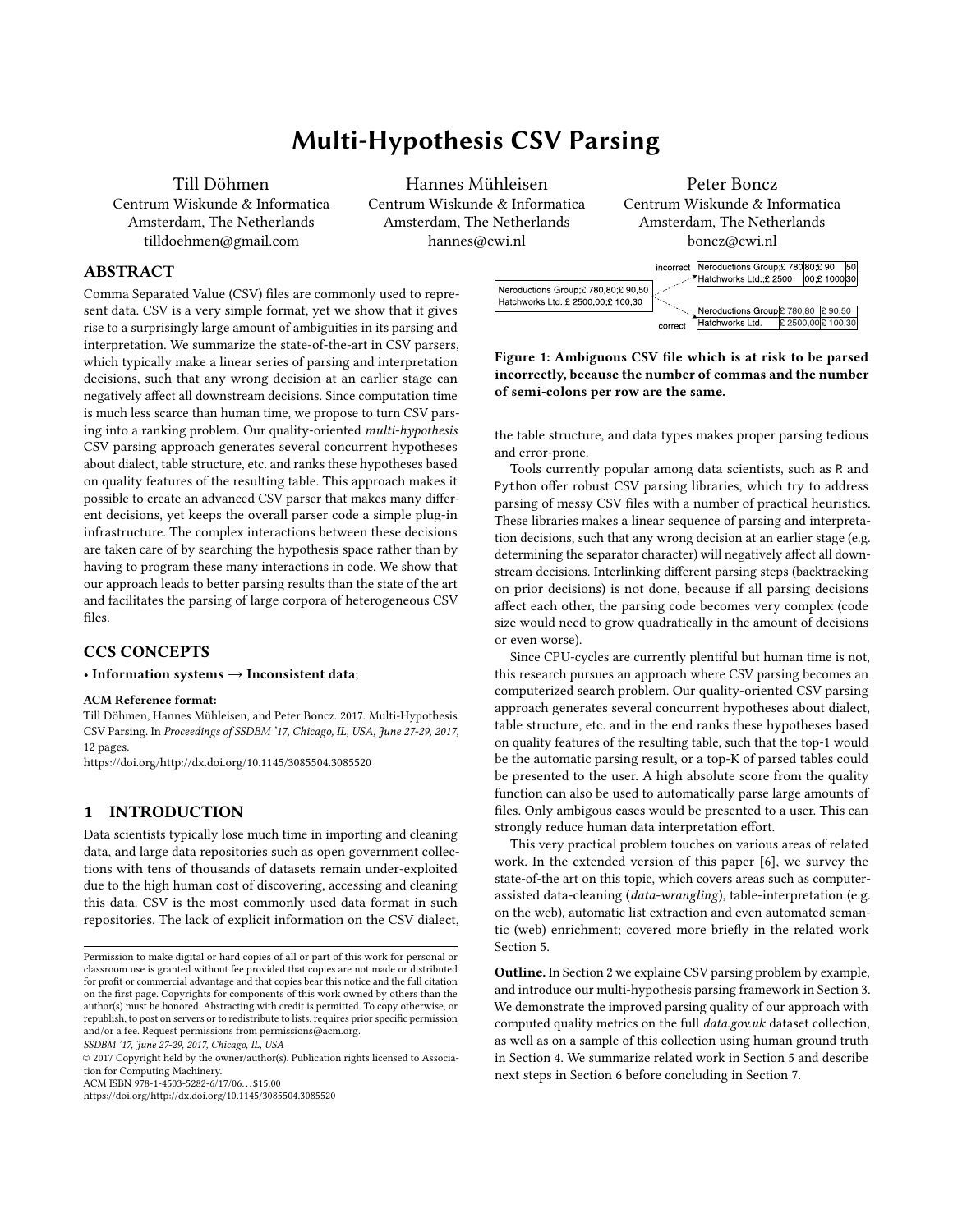# Multi-Hypothesis CSV Parsing

Till Döhmen
Centrum Wiskunde & Informatica
Amsterdam, The Netherlands
tilldoehmen@gmail.com

Hannes Mühleisen
Centrum Wiskunde & Informatica
Amsterdam, The Netherlands
hannes@cwi.nl

Peter Boncz
Centrum Wiskunde & Informatica
Amsterdam, The Netherlands
boncz@cwi.nl

## ABSTRACT

Comma Separated Value (CSV) files are commonly used to represent data. CSV is a very simple format, yet we show that it gives rise to a surprisingly large amount of ambiguities in its parsing and interpretation. We summarize the state-of-the-art in CSV parsers, which typically make a linear series of parsing and interpretation decisions, such that any wrong decision at an earlier stage can negatively affect all downstream decisions. Since computation time is much less scarce than human time, we propose to turn CSV parsing into a ranking problem. Our quality-oriented *multi-hypothesis* CSV parsing approach generates several concurrent hypotheses about dialect, table structure, etc. and ranks these hypotheses based on quality features of the resulting table. This approach makes it possible to create an advanced CSV parser that makes many different decisions, yet keeps the overall parser code a simple plug-in infrastructure. The complex interactions between these decisions are taken care of by searching the hypothesis space rather than by having to program these many interactions in code. We show that our approach leads to better parsing results than the state of the art and facilitates the parsing of large corpora of heterogeneous CSV files.

## CCS CONCEPTS

• **Information systems → Inconsistent data**;

**ACM Reference format:**
Till Döhmen, Hannes Mühleisen, and Peter Boncz. 2017. Multi-Hypothesis CSV Parsing. In *Proceedings of SSDBM '17, Chicago, IL, USA, June 27-29, 2017,* 12 pages.
https://doi.org/http://dx.doi.org/10.1145/3085504.3085520

## 1 INTRODUCTION

Data scientists typically lose much time in importing and cleaning data, and large data repositories such as open government collections with tens of thousands of datasets remain under-exploited due to the high human cost of discovering, accessing and cleaning this data. CSV is the most commonly used data format in such repositories. The lack of explicit information on the CSV dialect, the table structure, and data types makes proper parsing tedious and error-prone.

Tools currently popular among data scientists, such as R and Python offer robust CSV parsing libraries, which try to address parsing of messy CSV files with a number of practical heuristics. These libraries makes a linear sequence of parsing and interpretation decisions, such that any wrong decision at an earlier stage (e.g. determining the separator character) will negatively affect all downstream decisions. Interlinking different parsing steps (backtracking on prior decisions) is not done, because if all parsing decisions affect each other, the parsing code becomes very complex (code size would need to grow quadratically in the amount of decisions or even worse).

Since CPU-cycles are currently plentiful but human time is not, this research pursues an approach where CSV parsing becomes an computerized search problem. Our quality-oriented CSV parsing approach generates several concurrent hypotheses about dialect, table structure, etc. and in the end ranks these hypotheses based on quality features of the resulting table, such that the top-1 would be the automatic parsing result, or a top-K of parsed tables could be presented to the user. A high absolute score from the quality function can also be used to automatically parse large amounts of files. Only ambigous cases would be presented to a user. This can strongly reduce human data interpretation effort.

This very practical problem touches on various areas of related work. In the extended version of this paper [6], we survey the state-of-the art on this topic, which covers areas such as computer-assisted data-cleaning (*data-wrangling*), table-interpretation (e.g. on the web), automatic list extraction and even automated semantic (web) enrichment; covered more briefly in the related work Section 5.

**Outline.** In Section 2 we explaine CSV parsing problem by example, and introduce our multi-hypothesis parsing framework in Section 3. We demonstrate the improved parsing quality of our approach with computed quality metrics on the full *data.gov.uk* dataset collection, as well as on a sample of this collection using human ground truth in Section 4. We summarize related work in Section 5 and describe next steps in Section 6 before concluding in Section 7.

Input:

```
Neroductions Group;£ 780,80;£ 90,50
Hatchworks Ltd.;£ 2500,00;£ 100,30
```

incorrect:

| Neroductions Group;£ 780 | 80;£ 90 | 50 |
|---|---|---|
| Hatchworks Ltd.;£ 2500 | 00;£ 1000 | 30 |

correct:

| Neroductions Group | £ 780,80 | £ 90,50 |
|---|---|---|
| Hatchworks Ltd. | £ 2500,00 | £ 100,30 |

**Figure 1: Ambiguous CSV file which is at risk to be parsed incorrectly, because the number of commas and the number of semi-colons per row are the same.**

Permission to make digital or hard copies of all or part of this work for personal or classroom use is granted without fee provided that copies are not made or distributed for profit or commercial advantage and that copies bear this notice and the full citation on the first page. Copyrights for components of this work owned by others than the author(s) must be honored. Abstracting with credit is permitted. To copy otherwise, or republish, to post on servers or to redistribute to lists, requires prior specific permission and/or a fee. Request permissions from permissions@acm.org.
*SSDBM '17, June 27-29, 2017, Chicago, IL, USA*
© 2017 Copyright held by the owner/author(s). Publication rights licensed to Association for Computing Machinery.
ACM ISBN 978-1-4503-5282-6/17/06…$15.00
https://doi.org/http://dx.doi.org/10.1145/3085504.3085520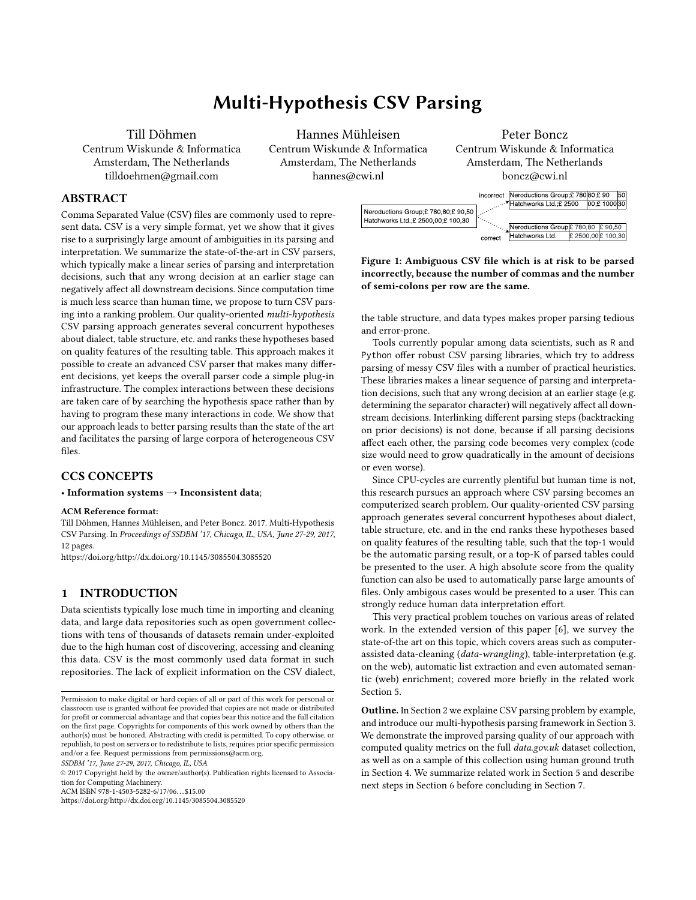# Multi-Hypothesis CSV Parsing

Till Döhmen
Centrum Wiskunde & Informatica
Amsterdam, The Netherlands
tilldoehmen@gmail.com

Hannes Mühleisen
Centrum Wiskunde & Informatica
Amsterdam, The Netherlands
hannes@cwi.nl

Peter Boncz
Centrum Wiskunde & Informatica
Amsterdam, The Netherlands
boncz@cwi.nl

## ABSTRACT

Comma Separated Value (CSV) files are commonly used to represent data. CSV is a very simple format, yet we show that it gives rise to a surprisingly large amount of ambiguities in its parsing and interpretation. We summarize the state-of-the-art in CSV parsers, which typically make a linear series of parsing and interpretation decisions, such that any wrong decision at an earlier stage can negatively affect all downstream decisions. Since computation time is much less scarce than human time, we propose to turn CSV parsing into a ranking problem. Our quality-oriented *multi-hypothesis* CSV parsing approach generates several concurrent hypotheses about dialect, table structure, etc. and ranks these hypotheses based on quality features of the resulting table. This approach makes it possible to create an advanced CSV parser that makes many different decisions, yet keeps the overall parser code a simple plug-in infrastructure. The complex interactions between these decisions are taken care of by searching the hypothesis space rather than by having to program these many interactions in code. We show that our approach leads to better parsing results than the state of the art and facilitates the parsing of large corpora of heterogeneous CSV files.

## CCS CONCEPTS

**• Information systems → Inconsistent data**;

**ACM Reference format:**
Till Döhmen, Hannes Mühleisen, and Peter Boncz. 2017. Multi-Hypothesis CSV Parsing. In *Proceedings of SSDBM '17, Chicago, IL, USA, June 27-29, 2017,* 12 pages.
https://doi.org/http://dx.doi.org/10.1145/3085504.3085520

## 1 INTRODUCTION

Data scientists typically lose much time in importing and cleaning data, and large data repositories such as open government collections with tens of thousands of datasets remain under-exploited due to the high human cost of discovering, accessing and cleaning this data. CSV is the most commonly used data format in such repositories. The lack of explicit information on the CSV dialect, the table structure, and data types makes proper parsing tedious and error-prone.

Tools currently popular among data scientists, such as R and Python offer robust CSV parsing libraries, which try to address parsing of messy CSV files with a number of practical heuristics. These libraries makes a linear sequence of parsing and interpretation decisions, such that any wrong decision at an earlier stage (e.g. determining the separator character) will negatively affect all downstream decisions. Interlinking different parsing steps (backtracking on prior decisions) is not done, because if all parsing decisions affect each other, the parsing code becomes very complex (code size would need to grow quadratically in the amount of decisions or even worse).

Since CPU-cycles are currently plentiful but human time is not, this research pursues an approach where CSV parsing becomes an computerized search problem. Our quality-oriented CSV parsing approach generates several concurrent hypotheses about dialect, table structure, etc. and in the end ranks these hypotheses based on quality features of the resulting table, such that the top-1 would be the automatic parsing result, or a top-K of parsed tables could be presented to the user. A high absolute score from the quality function can also be used to automatically parse large amounts of files. Only ambigous cases would be presented to a user. This can strongly reduce human data interpretation effort.

This very practical problem touches on various areas of related work. In the extended version of this paper [6], we survey the state-of-the art on this topic, which covers areas such as computer-assisted data-cleaning (*data-wrangling*), table-interpretation (e.g. on the web), automatic list extraction and even automated semantic (web) enrichment; covered more briefly in the related work Section 5.

**Outline.** In Section 2 we explaine CSV parsing problem by example, and introduce our multi-hypothesis parsing framework in Section 3. We demonstrate the improved parsing quality of our approach with computed quality metrics on the full *data.gov.uk* dataset collection, as well as on a sample of this collection using human ground truth in Section 4. We summarize related work in Section 5 and describe next steps in Section 6 before concluding in Section 7.

```
Neroductions Group;£ 780,80;£ 90,50
Hatchworks Ltd.;£ 2500,00;£ 100,30
```

incorrect:

| Neroductions Group;£ 780 | 80;£ 90 | 50 |
|---|---|---|
| Hatchworks Ltd.;£ 2500 | 00;£ 1000 | 30 |

correct:

| Neroductions Group | £ 780,80 | £ 90,50 |
|---|---|---|
| Hatchworks Ltd. | £ 2500,00 | £ 100,30 |

**Figure 1: Ambiguous CSV file which is at risk to be parsed incorrectly, because the number of commas and the number of semi-colons per row are the same.**

---

Permission to make digital or hard copies of all or part of this work for personal or classroom use is granted without fee provided that copies are not made or distributed for profit or commercial advantage and that copies bear this notice and the full citation on the first page. Copyrights for components of this work owned by others than the author(s) must be honored. Abstracting with credit is permitted. To copy otherwise, or republish, to post on servers or to redistribute to lists, requires prior specific permission and/or a fee. Request permissions from permissions@acm.org.
*SSDBM '17, June 27-29, 2017, Chicago, IL, USA*
© 2017 Copyright held by the owner/author(s). Publication rights licensed to Association for Computing Machinery.
ACM ISBN 978-1-4503-5282-6/17/06…$15.00
https://doi.org/http://dx.doi.org/10.1145/3085504.3085520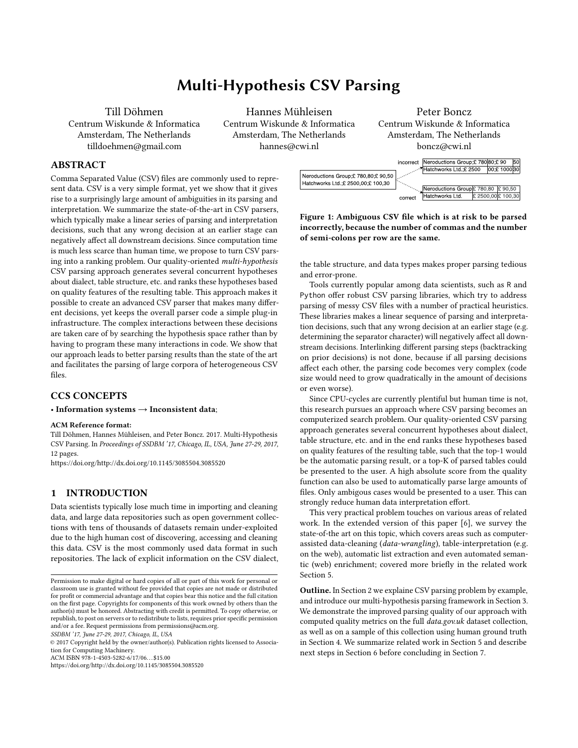# Multi-Hypothesis CSV Parsing

Till Döhmen
Centrum Wiskunde & Informatica
Amsterdam, The Netherlands
tilldoehmen@gmail.com

Hannes Mühleisen
Centrum Wiskunde & Informatica
Amsterdam, The Netherlands
hannes@cwi.nl

Peter Boncz
Centrum Wiskunde & Informatica
Amsterdam, The Netherlands
boncz@cwi.nl

## ABSTRACT

Comma Separated Value (CSV) files are commonly used to represent data. CSV is a very simple format, yet we show that it gives rise to a surprisingly large amount of ambiguities in its parsing and interpretation. We summarize the state-of-the-art in CSV parsers, which typically make a linear series of parsing and interpretation decisions, such that any wrong decision at an earlier stage can negatively affect all downstream decisions. Since computation time is much less scarce than human time, we propose to turn CSV parsing into a ranking problem. Our quality-oriented *multi-hypothesis* CSV parsing approach generates several concurrent hypotheses about dialect, table structure, etc. and ranks these hypotheses based on quality features of the resulting table. This approach makes it possible to create an advanced CSV parser that makes many different decisions, yet keeps the overall parser code a simple plug-in infrastructure. The complex interactions between these decisions are taken care of by searching the hypothesis space rather than by having to program these many interactions in code. We show that our approach leads to better parsing results than the state of the art and facilitates the parsing of large corpora of heterogeneous CSV files.

## CCS CONCEPTS

• **Information systems → Inconsistent data**;

**ACM Reference format:**
Till Döhmen, Hannes Mühleisen, and Peter Boncz. 2017. Multi-Hypothesis CSV Parsing. In *Proceedings of SSDBM '17, Chicago, IL, USA, June 27-29, 2017,* 12 pages.
https://doi.org/http://dx.doi.org/10.1145/3085504.3085520

## 1 INTRODUCTION

Data scientists typically lose much time in importing and cleaning data, and large data repositories such as open government collections with tens of thousands of datasets remain under-exploited due to the high human cost of discovering, accessing and cleaning this data. CSV is the most commonly used data format in such repositories. The lack of explicit information on the CSV dialect, the table structure, and data types makes proper parsing tedious and error-prone.

Neroductions Group;£ 780,80;£ 90,50
Hatchworks Ltd.;£ 2500,00;£ 100,30

incorrect
Neroductions Group;£ 780 | 80;£ 90 | 50
Hatchworks Ltd.;£ 2500 | 00;£ 1000 | 30

correct
Neroductions Group | £ 780,80 | £ 90,50
Hatchworks Ltd. | £ 2500,00 | £ 100,30

**Figure 1: Ambiguous CSV file which is at risk to be parsed incorrectly, because the number of commas and the number of semi-colons per row are the same.**

Tools currently popular among data scientists, such as R and Python offer robust CSV parsing libraries, which try to address parsing of messy CSV files with a number of practical heuristics. These libraries makes a linear sequence of parsing and interpretation decisions, such that any wrong decision at an earlier stage (e.g. determining the separator character) will negatively affect all downstream decisions. Interlinking different parsing steps (backtracking on prior decisions) is not done, because if all parsing decisions affect each other, the parsing code becomes very complex (code size would need to grow quadratically in the amount of decisions or even worse).

Since CPU-cycles are currently plentiful but human time is not, this research pursues an approach where CSV parsing becomes an computerized search problem. Our quality-oriented CSV parsing approach generates several concurrent hypotheses about dialect, table structure, etc. and in the end ranks these hypotheses based on quality features of the resulting table, such that the top-1 would be the automatic parsing result, or a top-K of parsed tables could be presented to the user. A high absolute score from the quality function can also be used to automatically parse large amounts of files. Only ambigous cases would be presented to a user. This can strongly reduce human data interpretation effort.

This very practical problem touches on various areas of related work. In the extended version of this paper [6], we survey the state-of-the art on this topic, which covers areas such as computer-assisted data-cleaning (*data-wrangling*), table-interpretation (e.g. on the web), automatic list extraction and even automated semantic (web) enrichment; covered more briefly in the related work Section 5.

**Outline.** In Section 2 we explaine CSV parsing problem by example, and introduce our multi-hypothesis parsing framework in Section 3. We demonstrate the improved parsing quality of our approach with computed quality metrics on the full *data.gov.uk* dataset collection, as well as on a sample of this collection using human ground truth in Section 4. We summarize related work in Section 5 and describe next steps in Section 6 before concluding in Section 7.

Permission to make digital or hard copies of all or part of this work for personal or classroom use is granted without fee provided that copies are not made or distributed for profit or commercial advantage and that copies bear this notice and the full citation on the first page. Copyrights for components of this work owned by others than the author(s) must be honored. Abstracting with credit is permitted. To copy otherwise, or republish, to post on servers or to redistribute to lists, requires prior specific permission and/or a fee. Request permissions from permissions@acm.org.
*SSDBM '17, June 27-29, 2017, Chicago, IL, USA*
© 2017 Copyright held by the owner/author(s). Publication rights licensed to Association for Computing Machinery.
ACM ISBN 978-1-4503-5282-6/17/06…$15.00
https://doi.org/http://dx.doi.org/10.1145/3085504.3085520